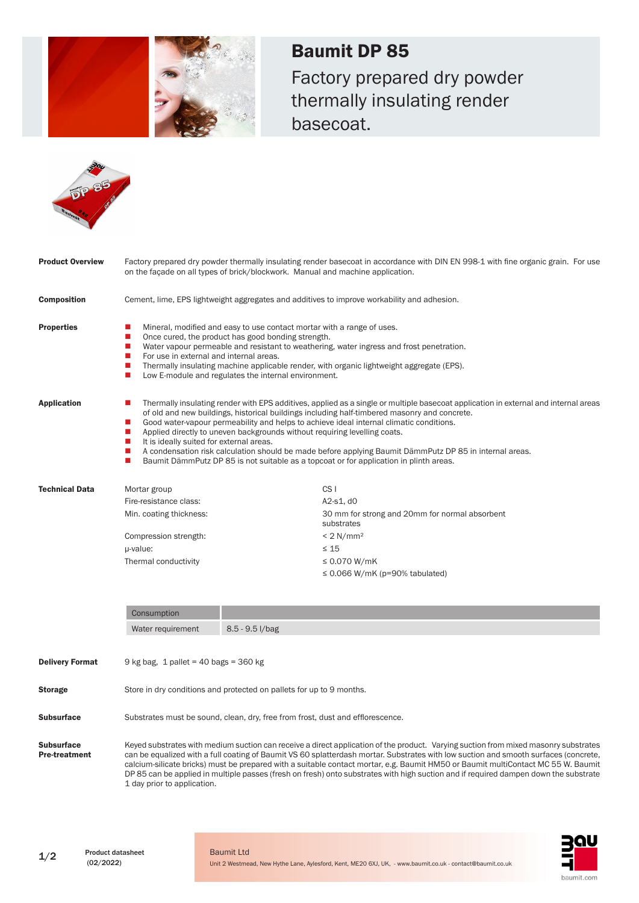# Baumit DP 85

Factory prepared dry powder thermally insulating render basecoat.

**Product Overview**

Factory prepared dry powder thermally insulating render basecoat in accordance with DIN EN 998-1 with fine organic grain. For use on the façade on all types of brick/blockwork. Manual and machine application.

**Composition**

Cement, lime, EPS lightweight aggregates and additives to improve workability and adhesion.

**Properties**

- Mineral, modified and easy to use contact mortar with a range of uses.
- Once cured, the product has good bonding strength.
- Water vapour permeable and resistant to weathering, water ingress and frost penetration.
- For use in external and internal areas.
- Thermally insulating machine applicable render, with organic lightweight aggregate (EPS).
- Low E-module and regulates the internal environment.

**Application**

- Thermally insulating render with EPS additives, applied as a single or multiple basecoat application in external and internal areas of old and new buildings, historical buildings including half-timbered masonry and concrete.
- Good water-vapour permeability and helps to achieve ideal internal climatic conditions.
- Applied directly to uneven backgrounds without requiring levelling coats.
- It is ideally suited for external areas.
- A condensation risk calculation should be made before applying Baumit DämmPutz DP 85 in internal areas.
- Baumit DämmPutz DP 85 is not suitable as a topcoat or for application in plinth areas.

**Technical Data**

| | |
|---|---|
| Mortar group | CS I |
| Fire-resistance class: | A2-s1, d0 |
| Min. coating thickness: | 30 mm for strong and 20mm for normal absorbent substrates |
| Compression strength: | < 2 N/mm² |
| µ-value: | ≤ 15 |
| Thermal conductivity | ≤ 0.070 W/mK |
| | ≤ 0.066 W/mK (p=90% tabulated) |

| Consumption | |
|---|---|
| Water requirement | 8.5 - 9.5 l/bag |

**Delivery Format**

9 kg bag, 1 pallet = 40 bags = 360 kg

**Storage**

Store in dry conditions and protected on pallets for up to 9 months.

**Subsurface**

Substrates must be sound, clean, dry, free from frost, dust and efflorescence.

**Subsurface Pre-treatment**

Keyed substrates with medium suction can receive a direct application of the product. Varying suction from mixed masonry substrates can be equalized with a full coating of Baumit VS 60 splatterdash mortar. Substrates with low suction and smooth surfaces (concrete, calcium-silicate bricks) must be prepared with a suitable contact mortar, e.g. Baumit HM50 or Baumit multiContact MC 55 W. Baumit DP 85 can be applied in multiple passes (fresh on fresh) onto substrates with high suction and if required dampen down the substrate 1 day prior to application.

Product datasheet (02/2022)

Baumit Ltd
Unit 2 Westmead, New Hythe Lane, Aylesford, Kent, ME20 6XJ, UK, - www.baumit.co.uk - contact@baumit.co.uk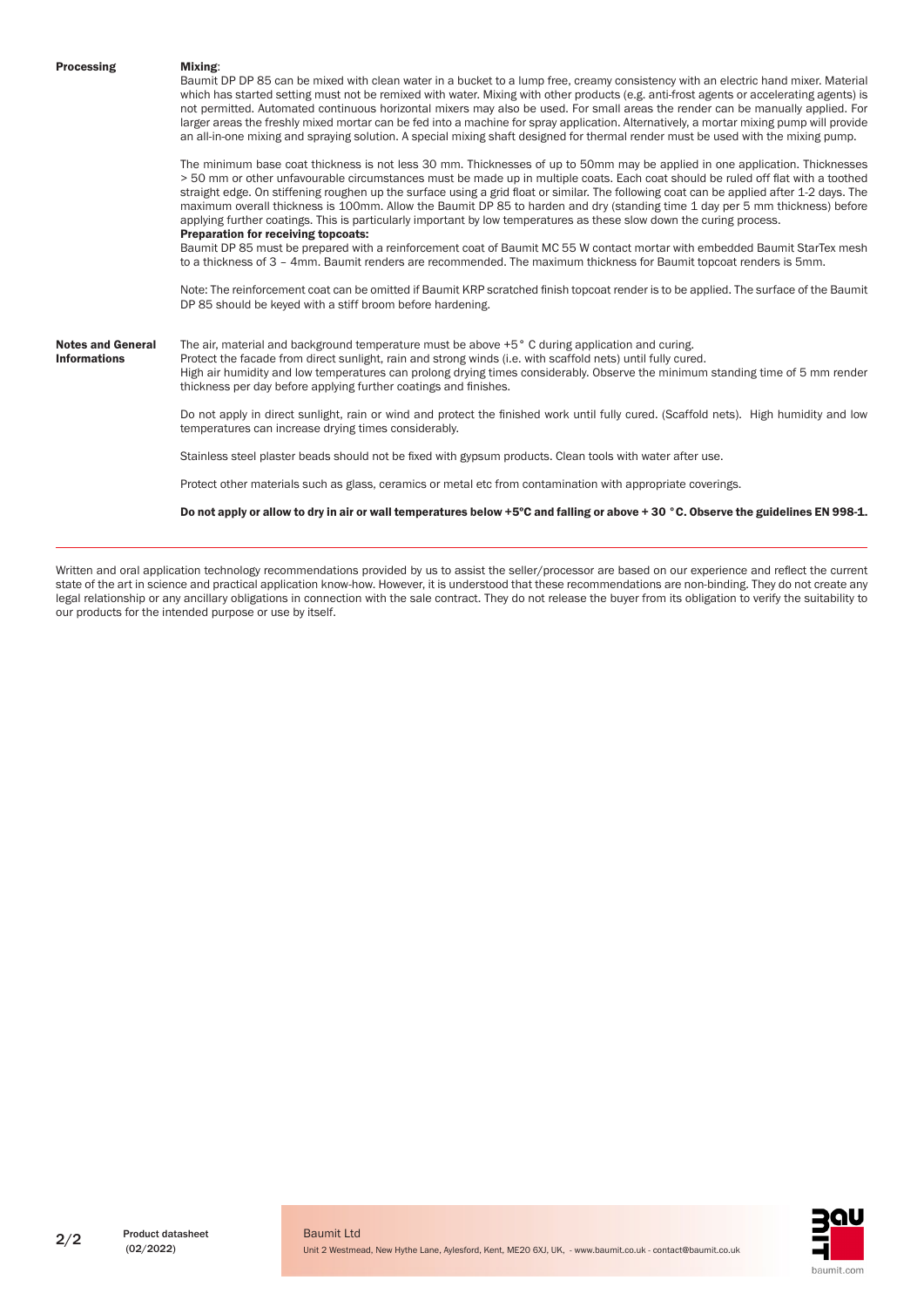**Processing**

**Mixing**:
Baumit DP DP 85 can be mixed with clean water in a bucket to a lump free, creamy consistency with an electric hand mixer. Material which has started setting must not be remixed with water. Mixing with other products (e.g. anti-frost agents or accelerating agents) is not permitted. Automated continuous horizontal mixers may also be used. For small areas the render can be manually applied. For larger areas the freshly mixed mortar can be fed into a machine for spray application. Alternatively, a mortar mixing pump will provide an all-in-one mixing and spraying solution. A special mixing shaft designed for thermal render must be used with the mixing pump.

The minimum base coat thickness is not less 30 mm. Thicknesses of up to 50mm may be applied in one application. Thicknesses > 50 mm or other unfavourable circumstances must be made up in multiple coats. Each coat should be ruled off flat with a toothed straight edge. On stiffening roughen up the surface using a grid float or similar. The following coat can be applied after 1-2 days. The maximum overall thickness is 100mm. Allow the Baumit DP 85 to harden and dry (standing time 1 day per 5 mm thickness) before applying further coatings. This is particularly important by low temperatures as these slow down the curing process.

**Preparation for receiving topcoats:**
Baumit DP 85 must be prepared with a reinforcement coat of Baumit MC 55 W contact mortar with embedded Baumit StarTex mesh to a thickness of 3 – 4mm. Baumit renders are recommended. The maximum thickness for Baumit topcoat renders is 5mm.

Note: The reinforcement coat can be omitted if Baumit KRP scratched finish topcoat render is to be applied. The surface of the Baumit DP 85 should be keyed with a stiff broom before hardening.

**Notes and General Informations**

The air, material and background temperature must be above +5° C during application and curing.
Protect the facade from direct sunlight, rain and strong winds (i.e. with scaffold nets) until fully cured.
High air humidity and low temperatures can prolong drying times considerably. Observe the minimum standing time of 5 mm render thickness per day before applying further coatings and finishes.

Do not apply in direct sunlight, rain or wind and protect the finished work until fully cured. (Scaffold nets). High humidity and low temperatures can increase drying times considerably.

Stainless steel plaster beads should not be fixed with gypsum products. Clean tools with water after use.

Protect other materials such as glass, ceramics or metal etc from contamination with appropriate coverings.

**Do not apply or allow to dry in air or wall temperatures below +5°C and falling or above + 30 °C. Observe the guidelines EN 998-1.**

---

Written and oral application technology recommendations provided by us to assist the seller/processor are based on our experience and reflect the current state of the art in science and practical application know-how. However, it is understood that these recommendations are non-binding. They do not create any legal relationship or any ancillary obligations in connection with the sale contract. They do not release the buyer from its obligation to verify the suitability to our products for the intended purpose or use by itself.

Product datasheet (02/2022)

Baumit Ltd
Unit 2 Westmead, New Hythe Lane, Aylesford, Kent, ME20 6XJ, UK, - www.baumit.co.uk - contact@baumit.co.uk